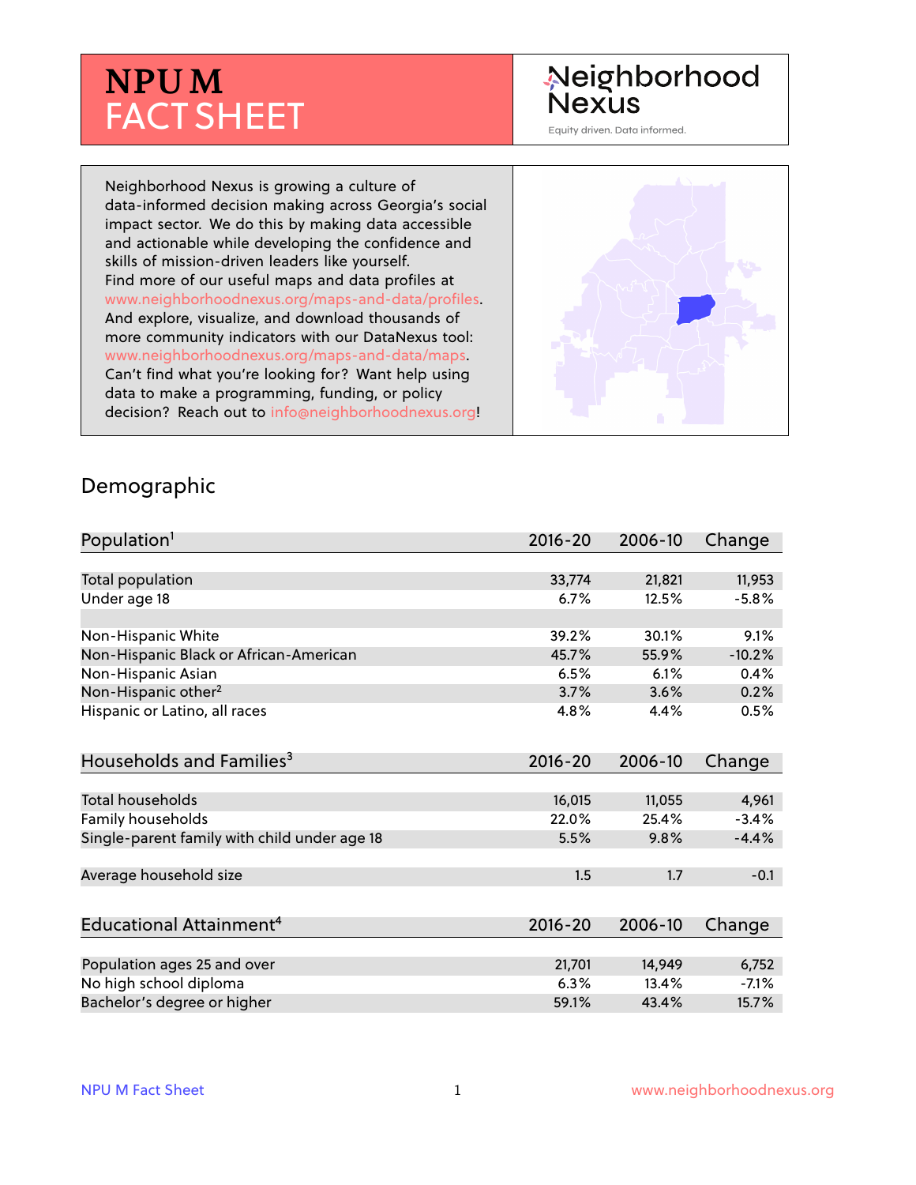# NPU M FACT SHEET

Neighborhood Nexus

Equity driven. Data informed.

Neighborhood Nexus is growing a culture of data-informed decision making across Georgia's social impact sector. We do this by making data accessible and actionable while developing the confidence and skills of mission-driven leaders like yourself. Find more of our useful maps and data profiles at www.neighborhoodnexus.org/maps-and-data/profiles. And explore, visualize, and download thousands of more community indicators with our DataNexus tool: www.neighborhoodnexus.org/maps-and-data/maps. Can't find what you're looking for? Want help using data to make a programming, funding, or policy decision? Reach out to info@neighborhoodnexus.org!

## Demographic

| Population[1] | 2016-20 | 2006-10 | Change |
|---|---|---|---|
| Total population | 33,774 | 21,821 | 11,953 |
| Under age 18 | 6.7% | 12.5% | -5.8% |
| | | | |
| Non-Hispanic White | 39.2% | 30.1% | 9.1% |
| Non-Hispanic Black or African-American | 45.7% | 55.9% | -10.2% |
| Non-Hispanic Asian | 6.5% | 6.1% | 0.4% |
| Non-Hispanic other[2] | 3.7% | 3.6% | 0.2% |
| Hispanic or Latino, all races | 4.8% | 4.4% | 0.5% |

| Households and Families[3] | 2016-20 | 2006-10 | Change |
|---|---|---|---|
| Total households | 16,015 | 11,055 | 4,961 |
| Family households | 22.0% | 25.4% | -3.4% |
| Single-parent family with child under age 18 | 5.5% | 9.8% | -4.4% |
| | | | |
| Average household size | 1.5 | 1.7 | -0.1 |

| Educational Attainment[4] | 2016-20 | 2006-10 | Change |
|---|---|---|---|
| Population ages 25 and over | 21,701 | 14,949 | 6,752 |
| No high school diploma | 6.3% | 13.4% | -7.1% |
| Bachelor's degree or higher | 59.1% | 43.4% | 15.7% |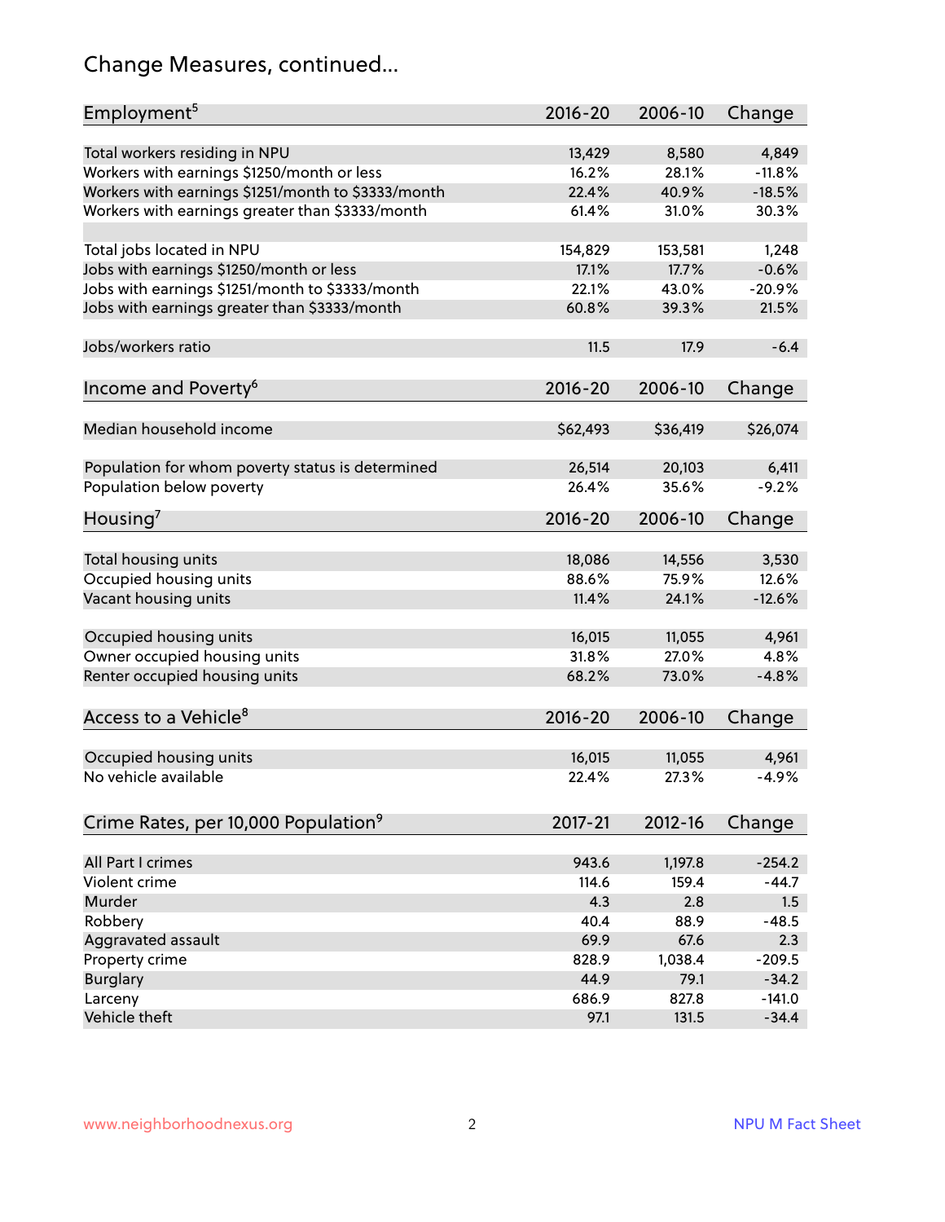# Change Measures, continued...

| Employment[5] | 2016-20 | 2006-10 | Change |
|---|---|---|---|
| Total workers residing in NPU | 13,429 | 8,580 | 4,849 |
| Workers with earnings $1250/month or less | 16.2% | 28.1% | -11.8% |
| Workers with earnings $1251/month to $3333/month | 22.4% | 40.9% | -18.5% |
| Workers with earnings greater than $3333/month | 61.4% | 31.0% | 30.3% |
| | | | |
| Total jobs located in NPU | 154,829 | 153,581 | 1,248 |
| Jobs with earnings $1250/month or less | 17.1% | 17.7% | -0.6% |
| Jobs with earnings $1251/month to $3333/month | 22.1% | 43.0% | -20.9% |
| Jobs with earnings greater than $3333/month | 60.8% | 39.3% | 21.5% |
| | | | |
| Jobs/workers ratio | 11.5 | 17.9 | -6.4 |

| Income and Poverty[6] | 2016-20 | 2006-10 | Change |
|---|---|---|---|
| Median household income | $62,493 | $36,419 | $26,074 |
| | | | |
| Population for whom poverty status is determined | 26,514 | 20,103 | 6,411 |
| Population below poverty | 26.4% | 35.6% | -9.2% |

| Housing[7] | 2016-20 | 2006-10 | Change |
|---|---|---|---|
| Total housing units | 18,086 | 14,556 | 3,530 |
| Occupied housing units | 88.6% | 75.9% | 12.6% |
| Vacant housing units | 11.4% | 24.1% | -12.6% |
| | | | |
| Occupied housing units | 16,015 | 11,055 | 4,961 |
| Owner occupied housing units | 31.8% | 27.0% | 4.8% |
| Renter occupied housing units | 68.2% | 73.0% | -4.8% |

| Access to a Vehicle[8] | 2016-20 | 2006-10 | Change |
|---|---|---|---|
| Occupied housing units | 16,015 | 11,055 | 4,961 |
| No vehicle available | 22.4% | 27.3% | -4.9% |

| Crime Rates, per 10,000 Population[9] | 2017-21 | 2012-16 | Change |
|---|---|---|---|
| All Part I crimes | 943.6 | 1,197.8 | -254.2 |
| Violent crime | 114.6 | 159.4 | -44.7 |
| Murder | 4.3 | 2.8 | 1.5 |
| Robbery | 40.4 | 88.9 | -48.5 |
| Aggravated assault | 69.9 | 67.6 | 2.3 |
| Property crime | 828.9 | 1,038.4 | -209.5 |
| Burglary | 44.9 | 79.1 | -34.2 |
| Larceny | 686.9 | 827.8 | -141.0 |
| Vehicle theft | 97.1 | 131.5 | -34.4 |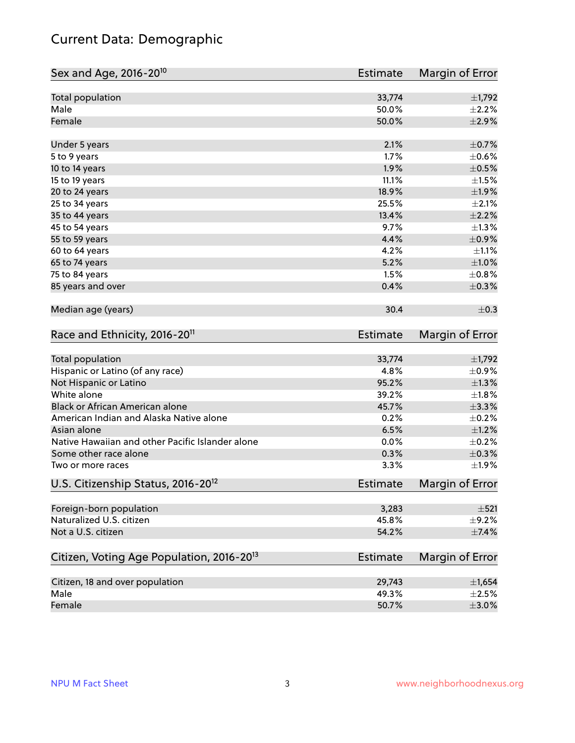# Current Data: Demographic

| Sex and Age, 2016-20[10] | Estimate | Margin of Error |
|---|---|---|
| Total population | 33,774 | ±1,792 |
| Male | 50.0% | ±2.2% |
| Female | 50.0% | ±2.9% |
| Under 5 years | 2.1% | ±0.7% |
| 5 to 9 years | 1.7% | ±0.6% |
| 10 to 14 years | 1.9% | ±0.5% |
| 15 to 19 years | 11.1% | ±1.5% |
| 20 to 24 years | 18.9% | ±1.9% |
| 25 to 34 years | 25.5% | ±2.1% |
| 35 to 44 years | 13.4% | ±2.2% |
| 45 to 54 years | 9.7% | ±1.3% |
| 55 to 59 years | 4.4% | ±0.9% |
| 60 to 64 years | 4.2% | ±1.1% |
| 65 to 74 years | 5.2% | ±1.0% |
| 75 to 84 years | 1.5% | ±0.8% |
| 85 years and over | 0.4% | ±0.3% |
| Median age (years) | 30.4 | ±0.3 |

| Race and Ethnicity, 2016-20[11] | Estimate | Margin of Error |
|---|---|---|
| Total population | 33,774 | ±1,792 |
| Hispanic or Latino (of any race) | 4.8% | ±0.9% |
| Not Hispanic or Latino | 95.2% | ±1.3% |
| White alone | 39.2% | ±1.8% |
| Black or African American alone | 45.7% | ±3.3% |
| American Indian and Alaska Native alone | 0.2% | ±0.2% |
| Asian alone | 6.5% | ±1.2% |
| Native Hawaiian and other Pacific Islander alone | 0.0% | ±0.2% |
| Some other race alone | 0.3% | ±0.3% |
| Two or more races | 3.3% | ±1.9% |

| U.S. Citizenship Status, 2016-20[12] | Estimate | Margin of Error |
|---|---|---|
| Foreign-born population | 3,283 | ±521 |
| Naturalized U.S. citizen | 45.8% | ±9.2% |
| Not a U.S. citizen | 54.2% | ±7.4% |

| Citizen, Voting Age Population, 2016-20[13] | Estimate | Margin of Error |
|---|---|---|
| Citizen, 18 and over population | 29,743 | ±1,654 |
| Male | 49.3% | ±2.5% |
| Female | 50.7% | ±3.0% |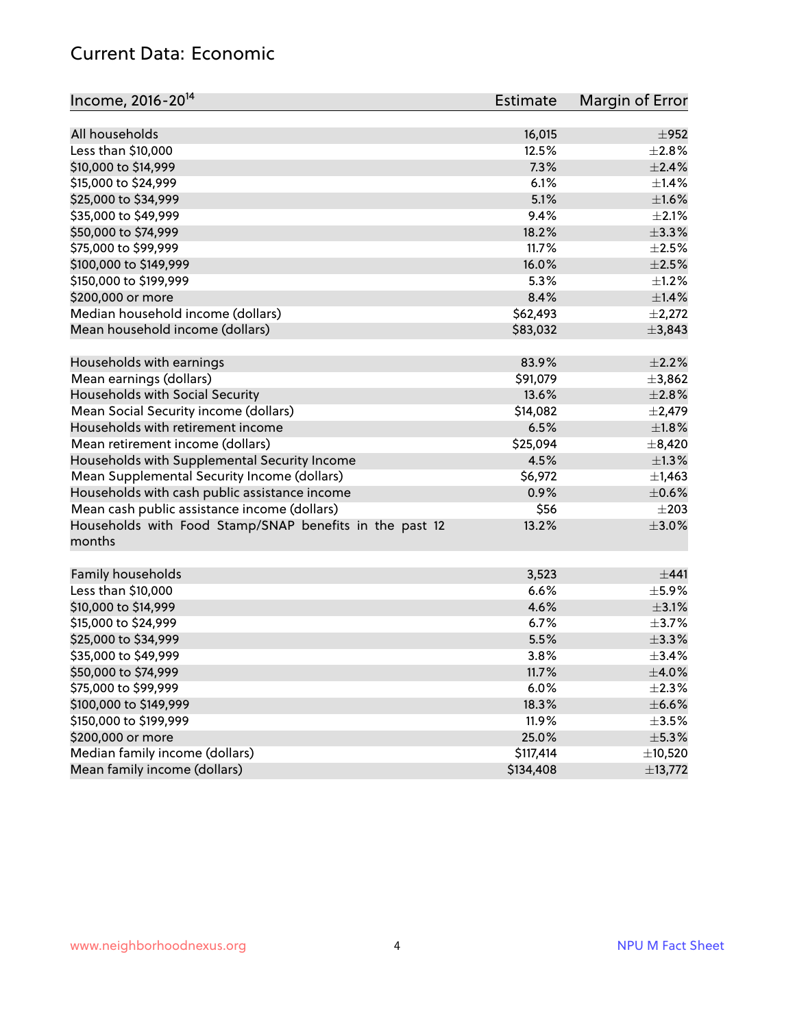## Current Data: Economic

| Income, 2016-20[14] | Estimate | Margin of Error |
|---|---|---|
| All households | 16,015 | ±952 |
| Less than $10,000 | 12.5% | ±2.8% |
| $10,000 to $14,999 | 7.3% | ±2.4% |
| $15,000 to $24,999 | 6.1% | ±1.4% |
| $25,000 to $34,999 | 5.1% | ±1.6% |
| $35,000 to $49,999 | 9.4% | ±2.1% |
| $50,000 to $74,999 | 18.2% | ±3.3% |
| $75,000 to $99,999 | 11.7% | ±2.5% |
| $100,000 to $149,999 | 16.0% | ±2.5% |
| $150,000 to $199,999 | 5.3% | ±1.2% |
| $200,000 or more | 8.4% | ±1.4% |
| Median household income (dollars) | $62,493 | ±2,272 |
| Mean household income (dollars) | $83,032 | ±3,843 |
| | | |
| Households with earnings | 83.9% | ±2.2% |
| Mean earnings (dollars) | $91,079 | ±3,862 |
| Households with Social Security | 13.6% | ±2.8% |
| Mean Social Security income (dollars) | $14,082 | ±2,479 |
| Households with retirement income | 6.5% | ±1.8% |
| Mean retirement income (dollars) | $25,094 | ±8,420 |
| Households with Supplemental Security Income | 4.5% | ±1.3% |
| Mean Supplemental Security Income (dollars) | $6,972 | ±1,463 |
| Households with cash public assistance income | 0.9% | ±0.6% |
| Mean cash public assistance income (dollars) | $56 | ±203 |
| Households with Food Stamp/SNAP benefits in the past 12 months | 13.2% | ±3.0% |
| | | |
| Family households | 3,523 | ±441 |
| Less than $10,000 | 6.6% | ±5.9% |
| $10,000 to $14,999 | 4.6% | ±3.1% |
| $15,000 to $24,999 | 6.7% | ±3.7% |
| $25,000 to $34,999 | 5.5% | ±3.3% |
| $35,000 to $49,999 | 3.8% | ±3.4% |
| $50,000 to $74,999 | 11.7% | ±4.0% |
| $75,000 to $99,999 | 6.0% | ±2.3% |
| $100,000 to $149,999 | 18.3% | ±6.6% |
| $150,000 to $199,999 | 11.9% | ±3.5% |
| $200,000 or more | 25.0% | ±5.3% |
| Median family income (dollars) | $117,414 | ±10,520 |
| Mean family income (dollars) | $134,408 | ±13,772 |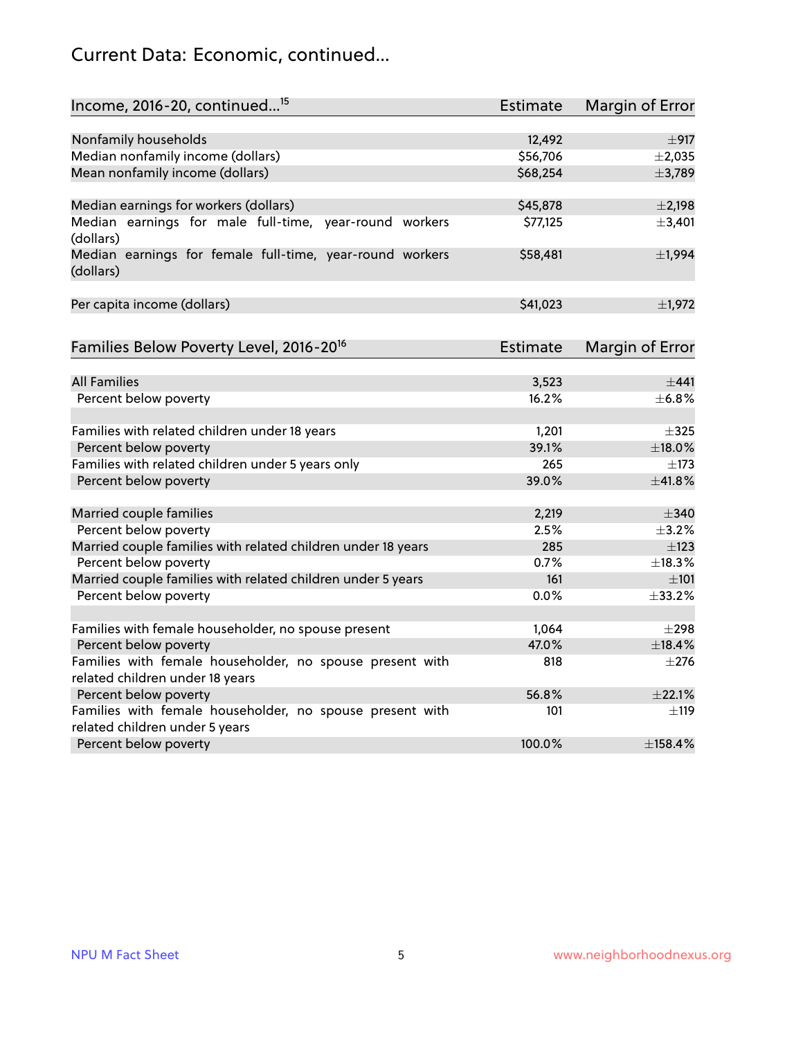## Current Data: Economic, continued...

| Income, 2016-20, continued...[15] | Estimate | Margin of Error |
|---|---|---|
| Nonfamily households | 12,492 | ±917 |
| Median nonfamily income (dollars) | $56,706 | ±2,035 |
| Mean nonfamily income (dollars) | $68,254 | ±3,789 |
| | | |
| Median earnings for workers (dollars) | $45,878 | ±2,198 |
| Median earnings for male full-time, year-round workers (dollars) | $77,125 | ±3,401 |
| Median earnings for female full-time, year-round workers (dollars) | $58,481 | ±1,994 |
| | | |
| Per capita income (dollars) | $41,023 | ±1,972 |

| Families Below Poverty Level, 2016-20[16] | Estimate | Margin of Error |
|---|---|---|
| All Families | 3,523 | ±441 |
| Percent below poverty | 16.2% | ±6.8% |
| | | |
| Families with related children under 18 years | 1,201 | ±325 |
| Percent below poverty | 39.1% | ±18.0% |
| Families with related children under 5 years only | 265 | ±173 |
| Percent below poverty | 39.0% | ±41.8% |
| | | |
| Married couple families | 2,219 | ±340 |
| Percent below poverty | 2.5% | ±3.2% |
| Married couple families with related children under 18 years | 285 | ±123 |
| Percent below poverty | 0.7% | ±18.3% |
| Married couple families with related children under 5 years | 161 | ±101 |
| Percent below poverty | 0.0% | ±33.2% |
| | | |
| Families with female householder, no spouse present | 1,064 | ±298 |
| Percent below poverty | 47.0% | ±18.4% |
| Families with female householder, no spouse present with related children under 18 years | 818 | ±276 |
| Percent below poverty | 56.8% | ±22.1% |
| Families with female householder, no spouse present with related children under 5 years | 101 | ±119 |
| Percent below poverty | 100.0% | ±158.4% |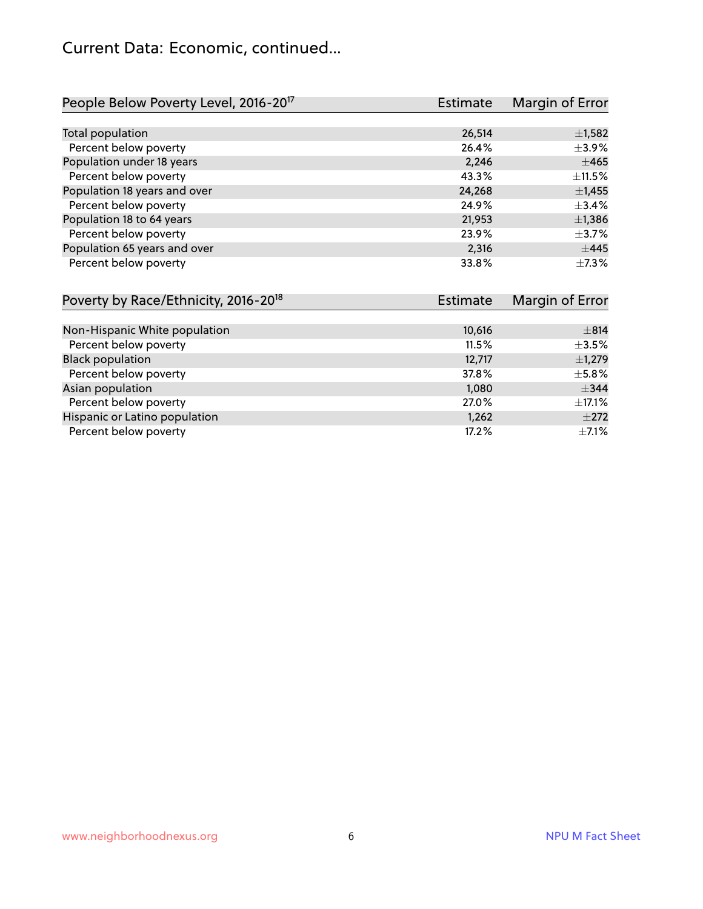## Current Data: Economic, continued...

| People Below Poverty Level, 2016-20[17] | Estimate | Margin of Error |
|---|---|---|
| Total population | 26,514 | ±1,582 |
| Percent below poverty | 26.4% | ±3.9% |
| Population under 18 years | 2,246 | ±465 |
| Percent below poverty | 43.3% | ±11.5% |
| Population 18 years and over | 24,268 | ±1,455 |
| Percent below poverty | 24.9% | ±3.4% |
| Population 18 to 64 years | 21,953 | ±1,386 |
| Percent below poverty | 23.9% | ±3.7% |
| Population 65 years and over | 2,316 | ±445 |
| Percent below poverty | 33.8% | ±7.3% |

| Poverty by Race/Ethnicity, 2016-20[18] | Estimate | Margin of Error |
|---|---|---|
| Non-Hispanic White population | 10,616 | ±814 |
| Percent below poverty | 11.5% | ±3.5% |
| Black population | 12,717 | ±1,279 |
| Percent below poverty | 37.8% | ±5.8% |
| Asian population | 1,080 | ±344 |
| Percent below poverty | 27.0% | ±17.1% |
| Hispanic or Latino population | 1,262 | ±272 |
| Percent below poverty | 17.2% | ±7.1% |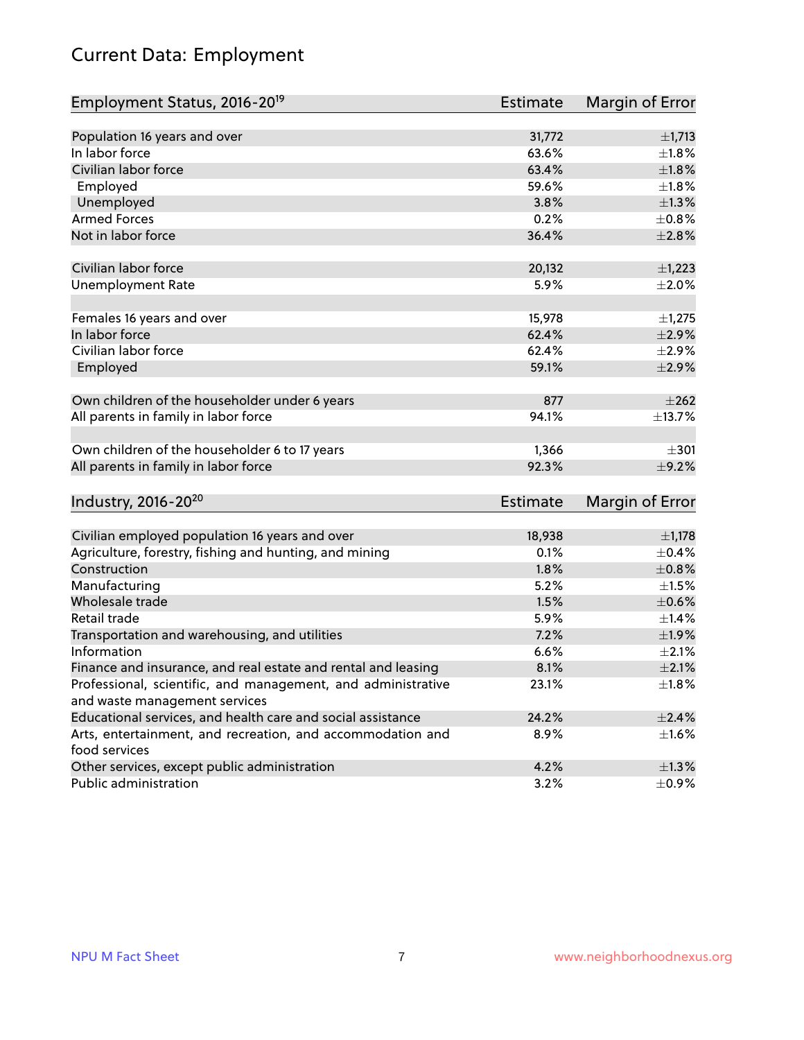# Current Data: Employment

| Employment Status, 2016-20[19] | Estimate | Margin of Error |
|---|---|---|
| Population 16 years and over | 31,772 | ±1,713 |
| In labor force | 63.6% | ±1.8% |
| Civilian labor force | 63.4% | ±1.8% |
| Employed | 59.6% | ±1.8% |
| Unemployed | 3.8% | ±1.3% |
| Armed Forces | 0.2% | ±0.8% |
| Not in labor force | 36.4% | ±2.8% |
| | | |
| Civilian labor force | 20,132 | ±1,223 |
| Unemployment Rate | 5.9% | ±2.0% |
| | | |
| Females 16 years and over | 15,978 | ±1,275 |
| In labor force | 62.4% | ±2.9% |
| Civilian labor force | 62.4% | ±2.9% |
| Employed | 59.1% | ±2.9% |
| | | |
| Own children of the householder under 6 years | 877 | ±262 |
| All parents in family in labor force | 94.1% | ±13.7% |
| | | |
| Own children of the householder 6 to 17 years | 1,366 | ±301 |
| All parents in family in labor force | 92.3% | ±9.2% |

| Industry, 2016-20[20] | Estimate | Margin of Error |
|---|---|---|
| Civilian employed population 16 years and over | 18,938 | ±1,178 |
| Agriculture, forestry, fishing and hunting, and mining | 0.1% | ±0.4% |
| Construction | 1.8% | ±0.8% |
| Manufacturing | 5.2% | ±1.5% |
| Wholesale trade | 1.5% | ±0.6% |
| Retail trade | 5.9% | ±1.4% |
| Transportation and warehousing, and utilities | 7.2% | ±1.9% |
| Information | 6.6% | ±2.1% |
| Finance and insurance, and real estate and rental and leasing | 8.1% | ±2.1% |
| Professional, scientific, and management, and administrative and waste management services | 23.1% | ±1.8% |
| Educational services, and health care and social assistance | 24.2% | ±2.4% |
| Arts, entertainment, and recreation, and accommodation and food services | 8.9% | ±1.6% |
| Other services, except public administration | 4.2% | ±1.3% |
| Public administration | 3.2% | ±0.9% |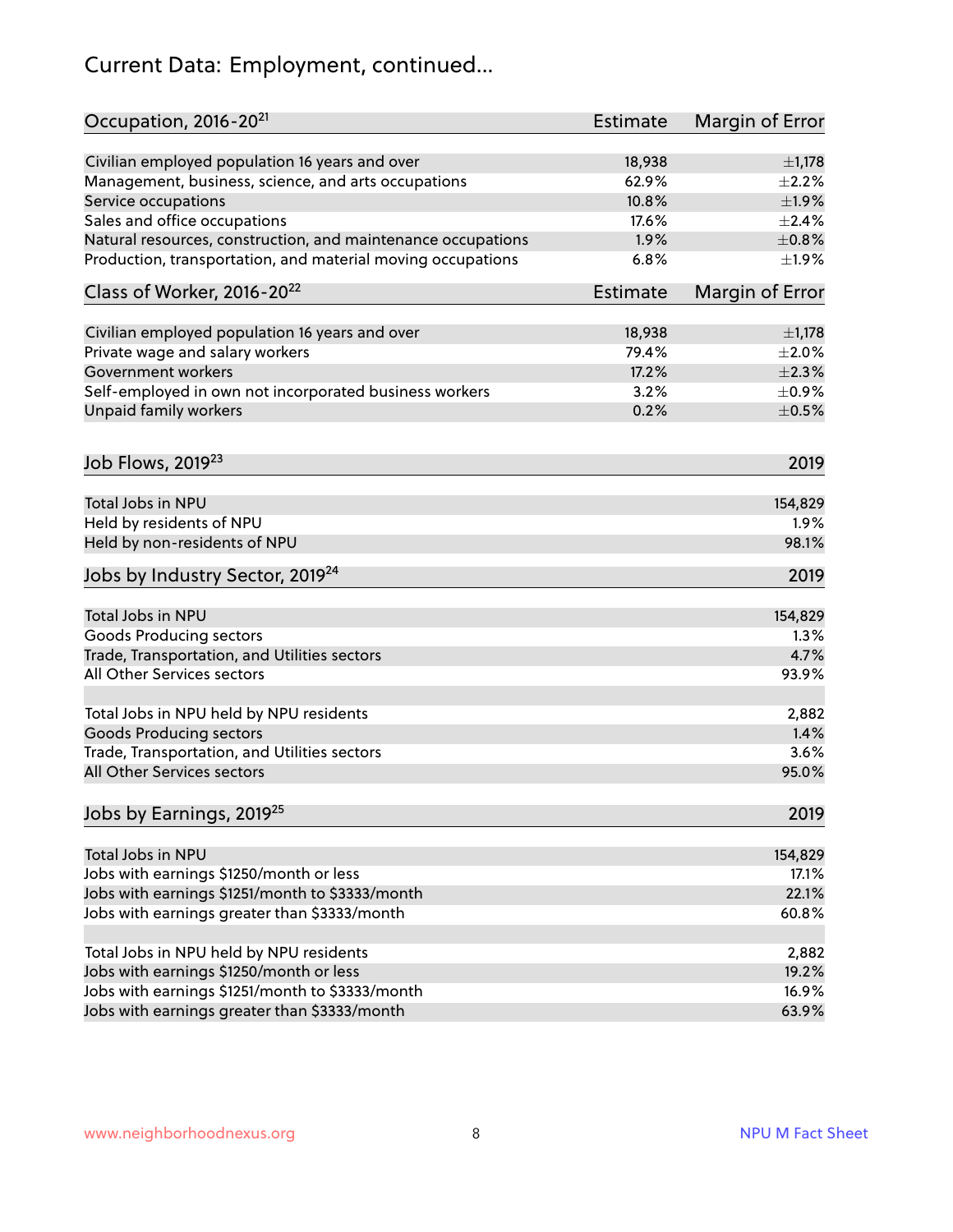# Current Data: Employment, continued...

| Occupation, 2016-20[21] | Estimate | Margin of Error |
|---|---|---|
| Civilian employed population 16 years and over | 18,938 | ±1,178 |
| Management, business, science, and arts occupations | 62.9% | ±2.2% |
| Service occupations | 10.8% | ±1.9% |
| Sales and office occupations | 17.6% | ±2.4% |
| Natural resources, construction, and maintenance occupations | 1.9% | ±0.8% |
| Production, transportation, and material moving occupations | 6.8% | ±1.9% |

| Class of Worker, 2016-20[22] | Estimate | Margin of Error |
|---|---|---|
| Civilian employed population 16 years and over | 18,938 | ±1,178 |
| Private wage and salary workers | 79.4% | ±2.0% |
| Government workers | 17.2% | ±2.3% |
| Self-employed in own not incorporated business workers | 3.2% | ±0.9% |
| Unpaid family workers | 0.2% | ±0.5% |

| Job Flows, 2019[23] | 2019 |
|---|---|
| Total Jobs in NPU | 154,829 |
| Held by residents of NPU | 1.9% |
| Held by non-residents of NPU | 98.1% |

| Jobs by Industry Sector, 2019[24] | 2019 |
|---|---|
| Total Jobs in NPU | 154,829 |
| Goods Producing sectors | 1.3% |
| Trade, Transportation, and Utilities sectors | 4.7% |
| All Other Services sectors | 93.9% |
| | |
| Total Jobs in NPU held by NPU residents | 2,882 |
| Goods Producing sectors | 1.4% |
| Trade, Transportation, and Utilities sectors | 3.6% |
| All Other Services sectors | 95.0% |

| Jobs by Earnings, 2019[25] | 2019 |
|---|---|
| Total Jobs in NPU | 154,829 |
| Jobs with earnings $1250/month or less | 17.1% |
| Jobs with earnings $1251/month to $3333/month | 22.1% |
| Jobs with earnings greater than $3333/month | 60.8% |
| | |
| Total Jobs in NPU held by NPU residents | 2,882 |
| Jobs with earnings $1250/month or less | 19.2% |
| Jobs with earnings $1251/month to $3333/month | 16.9% |
| Jobs with earnings greater than $3333/month | 63.9% |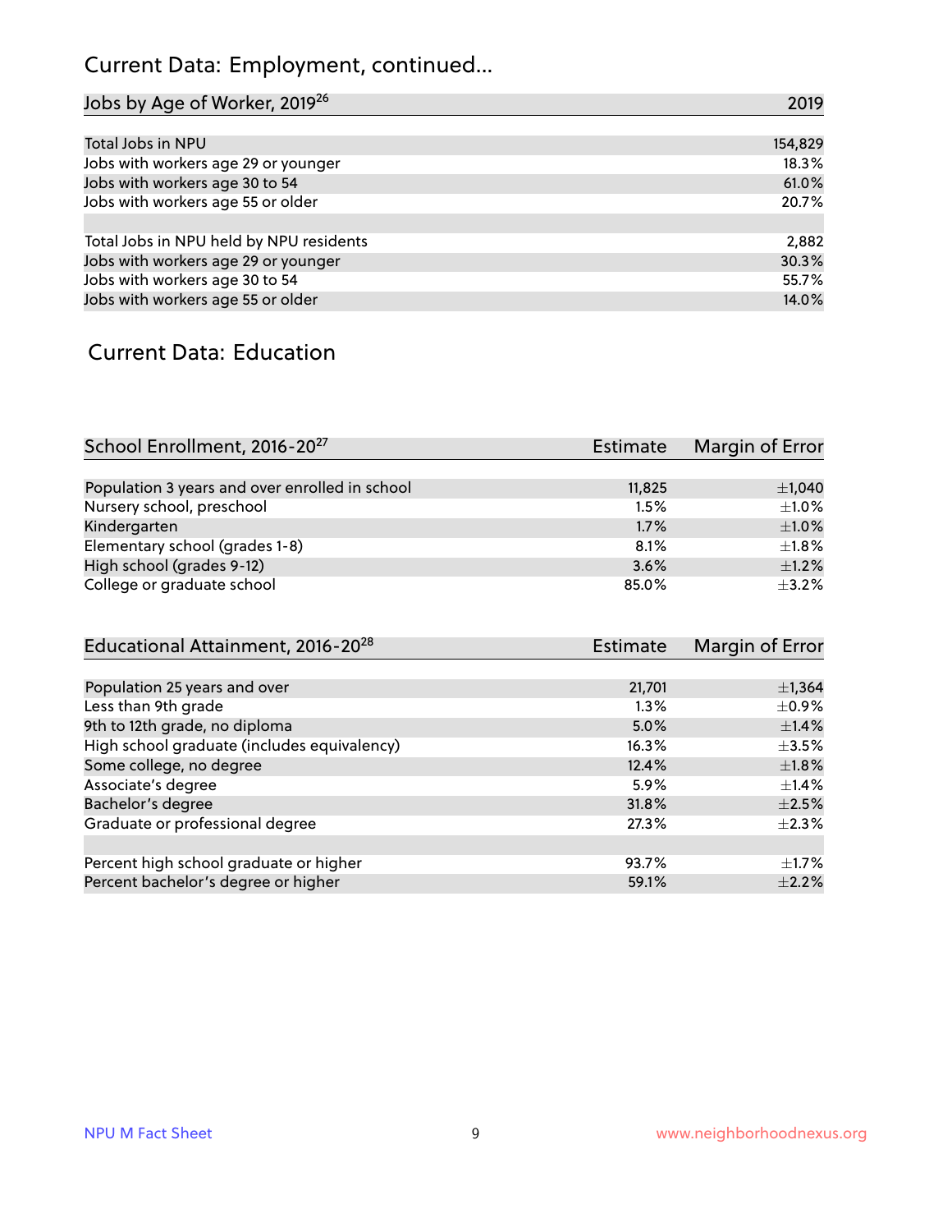## Current Data: Employment, continued...

| Jobs by Age of Worker, 2019[26] | 2019 |
|---|---|
| Total Jobs in NPU | 154,829 |
| Jobs with workers age 29 or younger | 18.3% |
| Jobs with workers age 30 to 54 | 61.0% |
| Jobs with workers age 55 or older | 20.7% |
| | |
| Total Jobs in NPU held by NPU residents | 2,882 |
| Jobs with workers age 29 or younger | 30.3% |
| Jobs with workers age 30 to 54 | 55.7% |
| Jobs with workers age 55 or older | 14.0% |

## Current Data: Education

| School Enrollment, 2016-20[27] | Estimate | Margin of Error |
|---|---|---|
| Population 3 years and over enrolled in school | 11,825 | ±1,040 |
| Nursery school, preschool | 1.5% | ±1.0% |
| Kindergarten | 1.7% | ±1.0% |
| Elementary school (grades 1-8) | 8.1% | ±1.8% |
| High school (grades 9-12) | 3.6% | ±1.2% |
| College or graduate school | 85.0% | ±3.2% |

| Educational Attainment, 2016-20[28] | Estimate | Margin of Error |
|---|---|---|
| Population 25 years and over | 21,701 | ±1,364 |
| Less than 9th grade | 1.3% | ±0.9% |
| 9th to 12th grade, no diploma | 5.0% | ±1.4% |
| High school graduate (includes equivalency) | 16.3% | ±3.5% |
| Some college, no degree | 12.4% | ±1.8% |
| Associate's degree | 5.9% | ±1.4% |
| Bachelor's degree | 31.8% | ±2.5% |
| Graduate or professional degree | 27.3% | ±2.3% |
| | | |
| Percent high school graduate or higher | 93.7% | ±1.7% |
| Percent bachelor's degree or higher | 59.1% | ±2.2% |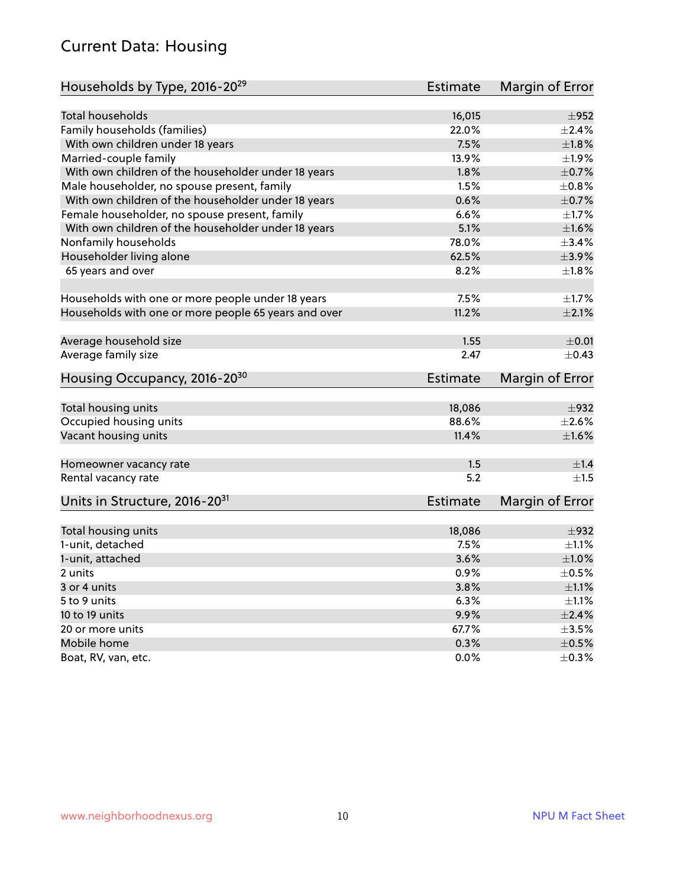## Current Data: Housing

| Households by Type, 2016-20[29] | Estimate | Margin of Error |
|---|---|---|
| Total households | 16,015 | ±952 |
| Family households (families) | 22.0% | ±2.4% |
| With own children under 18 years | 7.5% | ±1.8% |
| Married-couple family | 13.9% | ±1.9% |
| With own children of the householder under 18 years | 1.8% | ±0.7% |
| Male householder, no spouse present, family | 1.5% | ±0.8% |
| With own children of the householder under 18 years | 0.6% | ±0.7% |
| Female householder, no spouse present, family | 6.6% | ±1.7% |
| With own children of the householder under 18 years | 5.1% | ±1.6% |
| Nonfamily households | 78.0% | ±3.4% |
| Householder living alone | 62.5% | ±3.9% |
| 65 years and over | 8.2% | ±1.8% |
| Households with one or more people under 18 years | 7.5% | ±1.7% |
| Households with one or more people 65 years and over | 11.2% | ±2.1% |
| Average household size | 1.55 | ±0.01 |
| Average family size | 2.47 | ±0.43 |

| Housing Occupancy, 2016-20[30] | Estimate | Margin of Error |
|---|---|---|
| Total housing units | 18,086 | ±932 |
| Occupied housing units | 88.6% | ±2.6% |
| Vacant housing units | 11.4% | ±1.6% |
| Homeowner vacancy rate | 1.5 | ±1.4 |
| Rental vacancy rate | 5.2 | ±1.5 |

| Units in Structure, 2016-20[31] | Estimate | Margin of Error |
|---|---|---|
| Total housing units | 18,086 | ±932 |
| 1-unit, detached | 7.5% | ±1.1% |
| 1-unit, attached | 3.6% | ±1.0% |
| 2 units | 0.9% | ±0.5% |
| 3 or 4 units | 3.8% | ±1.1% |
| 5 to 9 units | 6.3% | ±1.1% |
| 10 to 19 units | 9.9% | ±2.4% |
| 20 or more units | 67.7% | ±3.5% |
| Mobile home | 0.3% | ±0.5% |
| Boat, RV, van, etc. | 0.0% | ±0.3% |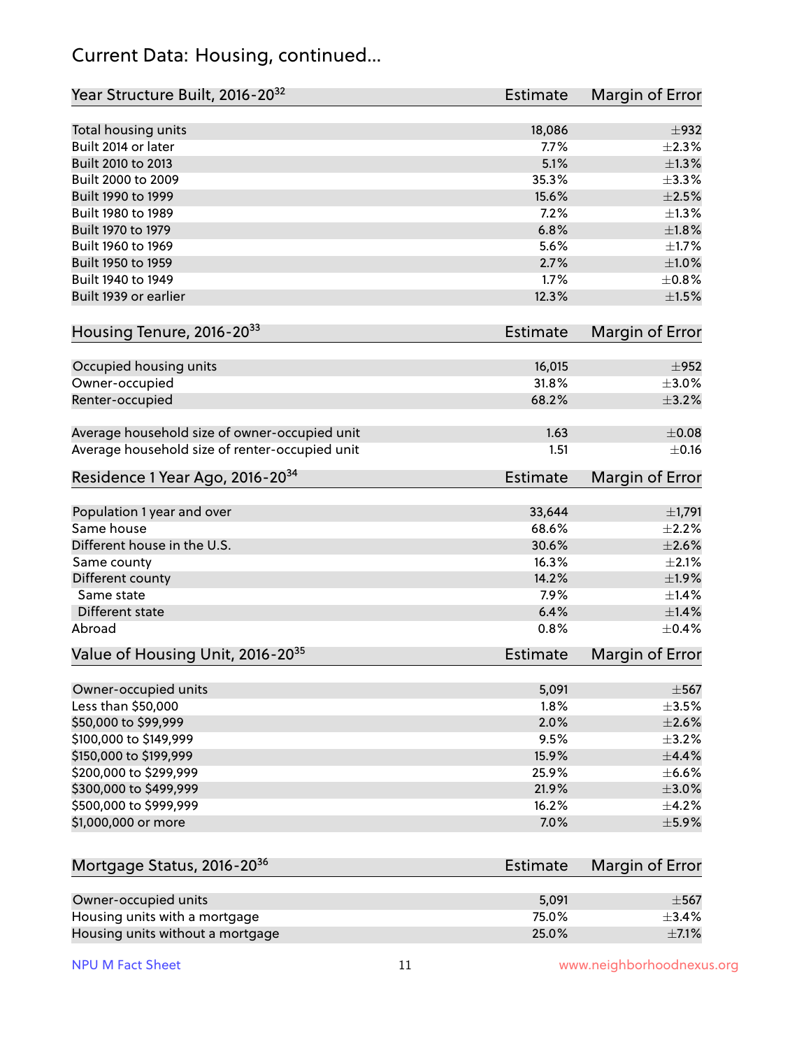## Current Data: Housing, continued...

| Year Structure Built, 2016-20[32] | Estimate | Margin of Error |
|---|---|---|
| Total housing units | 18,086 | ±932 |
| Built 2014 or later | 7.7% | ±2.3% |
| Built 2010 to 2013 | 5.1% | ±1.3% |
| Built 2000 to 2009 | 35.3% | ±3.3% |
| Built 1990 to 1999 | 15.6% | ±2.5% |
| Built 1980 to 1989 | 7.2% | ±1.3% |
| Built 1970 to 1979 | 6.8% | ±1.8% |
| Built 1960 to 1969 | 5.6% | ±1.7% |
| Built 1950 to 1959 | 2.7% | ±1.0% |
| Built 1940 to 1949 | 1.7% | ±0.8% |
| Built 1939 or earlier | 12.3% | ±1.5% |

| Housing Tenure, 2016-20[33] | Estimate | Margin of Error |
|---|---|---|
| Occupied housing units | 16,015 | ±952 |
| Owner-occupied | 31.8% | ±3.0% |
| Renter-occupied | 68.2% | ±3.2% |
| Average household size of owner-occupied unit | 1.63 | ±0.08 |
| Average household size of renter-occupied unit | 1.51 | ±0.16 |

| Residence 1 Year Ago, 2016-20[34] | Estimate | Margin of Error |
|---|---|---|
| Population 1 year and over | 33,644 | ±1,791 |
| Same house | 68.6% | ±2.2% |
| Different house in the U.S. | 30.6% | ±2.6% |
| Same county | 16.3% | ±2.1% |
| Different county | 14.2% | ±1.9% |
| Same state | 7.9% | ±1.4% |
| Different state | 6.4% | ±1.4% |
| Abroad | 0.8% | ±0.4% |

| Value of Housing Unit, 2016-20[35] | Estimate | Margin of Error |
|---|---|---|
| Owner-occupied units | 5,091 | ±567 |
| Less than $50,000 | 1.8% | ±3.5% |
| $50,000 to $99,999 | 2.0% | ±2.6% |
| $100,000 to $149,999 | 9.5% | ±3.2% |
| $150,000 to $199,999 | 15.9% | ±4.4% |
| $200,000 to $299,999 | 25.9% | ±6.6% |
| $300,000 to $499,999 | 21.9% | ±3.0% |
| $500,000 to $999,999 | 16.2% | ±4.2% |
| $1,000,000 or more | 7.0% | ±5.9% |

| Mortgage Status, 2016-20[36] | Estimate | Margin of Error |
|---|---|---|
| Owner-occupied units | 5,091 | ±567 |
| Housing units with a mortgage | 75.0% | ±3.4% |
| Housing units without a mortgage | 25.0% | ±7.1% |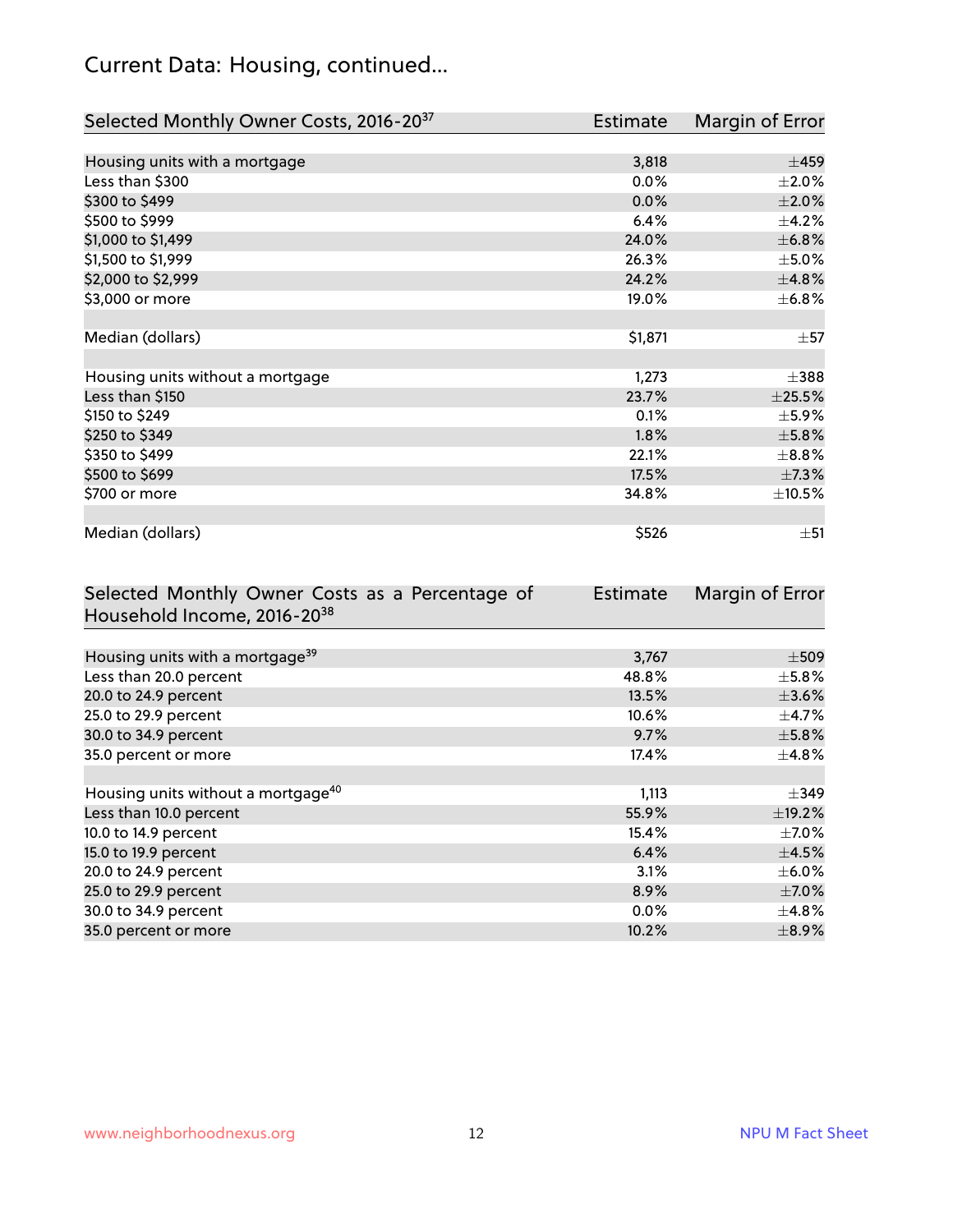## Current Data: Housing, continued...

| Selected Monthly Owner Costs, 2016-20[37] | Estimate | Margin of Error |
|---|---|---|
| Housing units with a mortgage | 3,818 | ±459 |
| Less than $300 | 0.0% | ±2.0% |
| $300 to $499 | 0.0% | ±2.0% |
| $500 to $999 | 6.4% | ±4.2% |
| $1,000 to $1,499 | 24.0% | ±6.8% |
| $1,500 to $1,999 | 26.3% | ±5.0% |
| $2,000 to $2,999 | 24.2% | ±4.8% |
| $3,000 or more | 19.0% | ±6.8% |
| | | |
| Median (dollars) | $1,871 | ±57 |
| | | |
| Housing units without a mortgage | 1,273 | ±388 |
| Less than $150 | 23.7% | ±25.5% |
| $150 to $249 | 0.1% | ±5.9% |
| $250 to $349 | 1.8% | ±5.8% |
| $350 to $499 | 22.1% | ±8.8% |
| $500 to $699 | 17.5% | ±7.3% |
| $700 or more | 34.8% | ±10.5% |
| | | |
| Median (dollars) | $526 | ±51 |

| Selected Monthly Owner Costs as a Percentage of Household Income, 2016-20[38] | Estimate | Margin of Error |
|---|---|---|
| Housing units with a mortgage[39] | 3,767 | ±509 |
| Less than 20.0 percent | 48.8% | ±5.8% |
| 20.0 to 24.9 percent | 13.5% | ±3.6% |
| 25.0 to 29.9 percent | 10.6% | ±4.7% |
| 30.0 to 34.9 percent | 9.7% | ±5.8% |
| 35.0 percent or more | 17.4% | ±4.8% |
| | | |
| Housing units without a mortgage[40] | 1,113 | ±349 |
| Less than 10.0 percent | 55.9% | ±19.2% |
| 10.0 to 14.9 percent | 15.4% | ±7.0% |
| 15.0 to 19.9 percent | 6.4% | ±4.5% |
| 20.0 to 24.9 percent | 3.1% | ±6.0% |
| 25.0 to 29.9 percent | 8.9% | ±7.0% |
| 30.0 to 34.9 percent | 0.0% | ±4.8% |
| 35.0 percent or more | 10.2% | ±8.9% |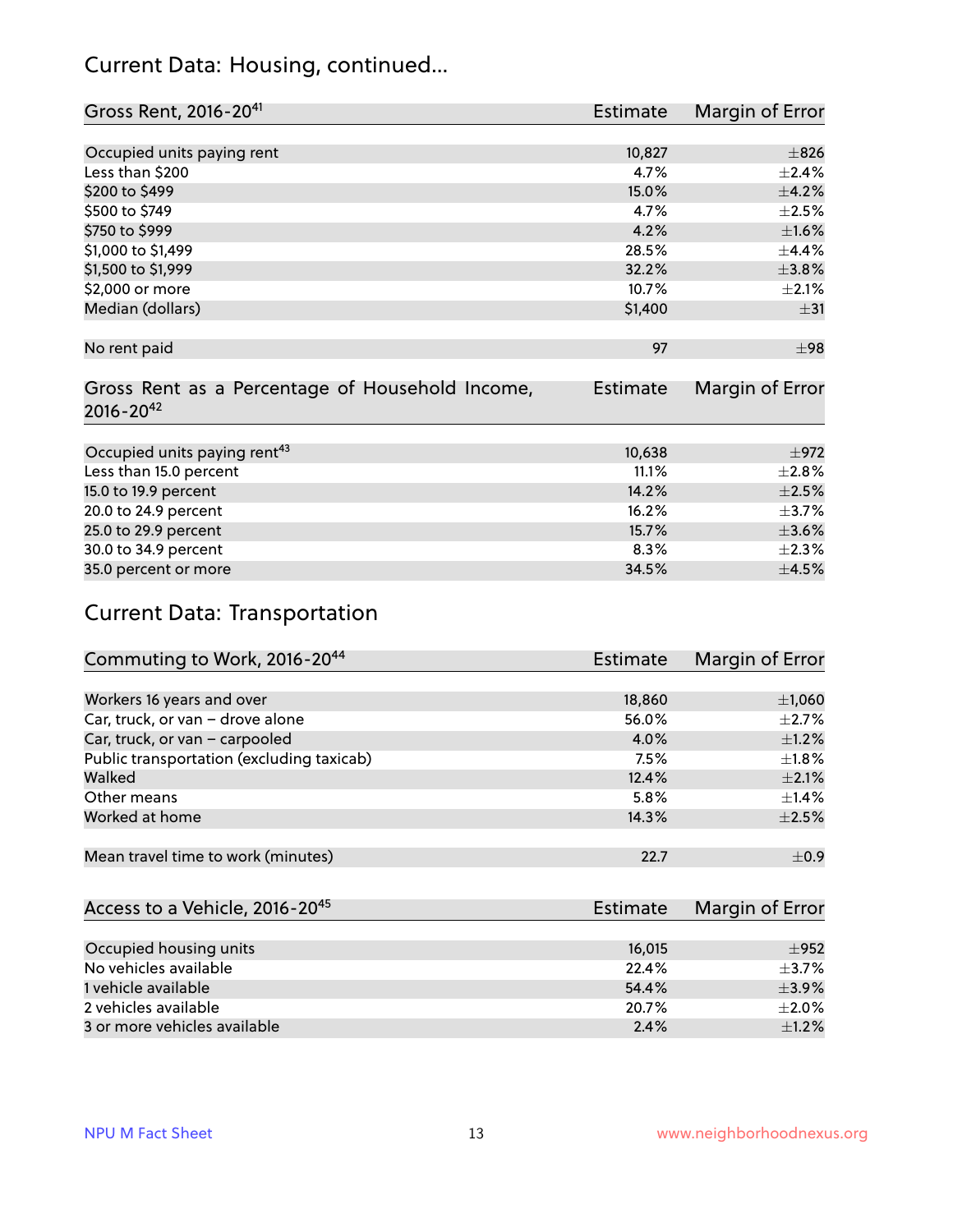## Current Data: Housing, continued...

| Gross Rent, 2016-20[41] | Estimate | Margin of Error |
|---|---|---|
| Occupied units paying rent | 10,827 | ±826 |
| Less than $200 | 4.7% | ±2.4% |
| $200 to $499 | 15.0% | ±4.2% |
| $500 to $749 | 4.7% | ±2.5% |
| $750 to $999 | 4.2% | ±1.6% |
| $1,000 to $1,499 | 28.5% | ±4.4% |
| $1,500 to $1,999 | 32.2% | ±3.8% |
| $2,000 or more | 10.7% | ±2.1% |
| Median (dollars) | $1,400 | ±31 |
| No rent paid | 97 | ±98 |

| Gross Rent as a Percentage of Household Income, 2016-20[42] | Estimate | Margin of Error |
|---|---|---|
| Occupied units paying rent[43] | 10,638 | ±972 |
| Less than 15.0 percent | 11.1% | ±2.8% |
| 15.0 to 19.9 percent | 14.2% | ±2.5% |
| 20.0 to 24.9 percent | 16.2% | ±3.7% |
| 25.0 to 29.9 percent | 15.7% | ±3.6% |
| 30.0 to 34.9 percent | 8.3% | ±2.3% |
| 35.0 percent or more | 34.5% | ±4.5% |

## Current Data: Transportation

| Commuting to Work, 2016-20[44] | Estimate | Margin of Error |
|---|---|---|
| Workers 16 years and over | 18,860 | ±1,060 |
| Car, truck, or van – drove alone | 56.0% | ±2.7% |
| Car, truck, or van – carpooled | 4.0% | ±1.2% |
| Public transportation (excluding taxicab) | 7.5% | ±1.8% |
| Walked | 12.4% | ±2.1% |
| Other means | 5.8% | ±1.4% |
| Worked at home | 14.3% | ±2.5% |
| Mean travel time to work (minutes) | 22.7 | ±0.9 |

| Access to a Vehicle, 2016-20[45] | Estimate | Margin of Error |
|---|---|---|
| Occupied housing units | 16,015 | ±952 |
| No vehicles available | 22.4% | ±3.7% |
| 1 vehicle available | 54.4% | ±3.9% |
| 2 vehicles available | 20.7% | ±2.0% |
| 3 or more vehicles available | 2.4% | ±1.2% |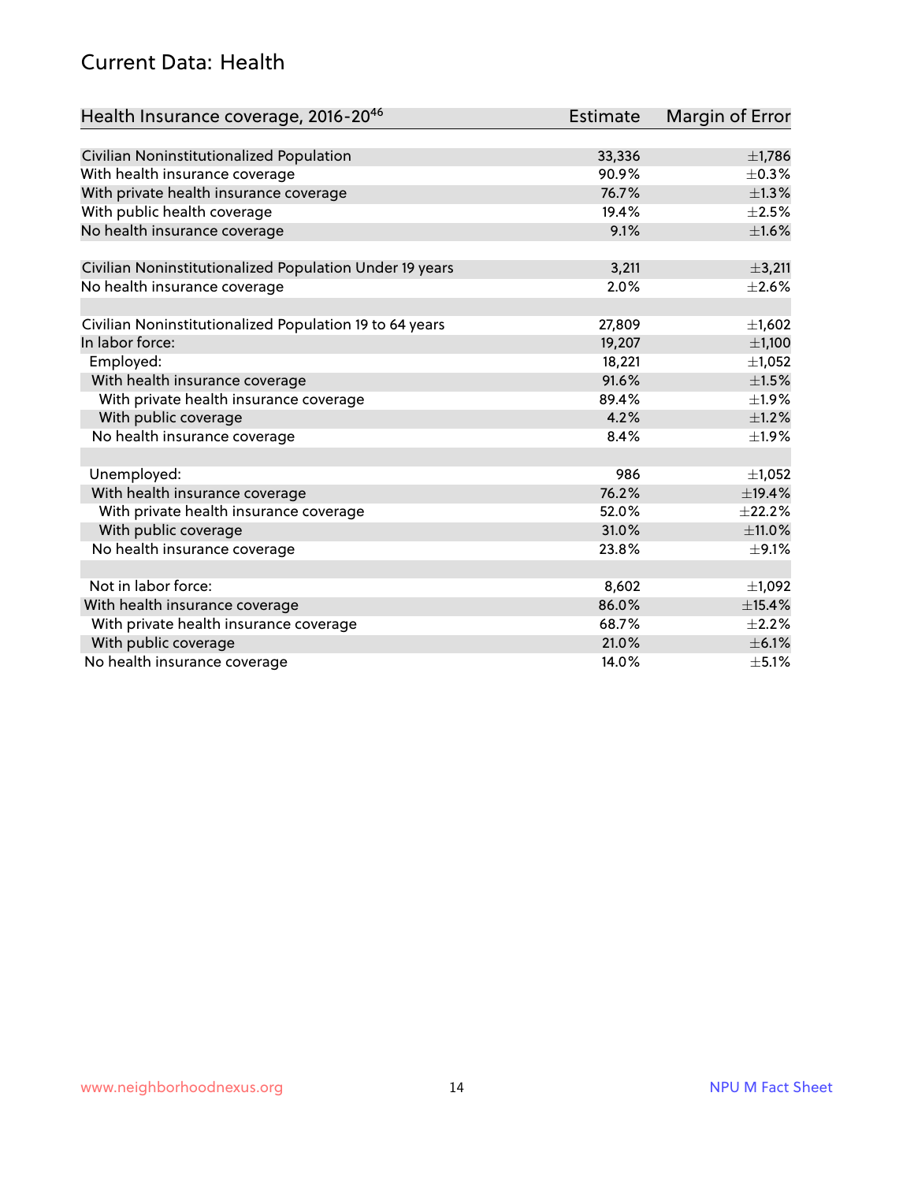## Current Data: Health

| Health Insurance coverage, 2016-20[46] | Estimate | Margin of Error |
|---|---|---|
| Civilian Noninstitutionalized Population | 33,336 | ±1,786 |
| With health insurance coverage | 90.9% | ±0.3% |
| With private health insurance coverage | 76.7% | ±1.3% |
| With public health coverage | 19.4% | ±2.5% |
| No health insurance coverage | 9.1% | ±1.6% |
| | | |
| Civilian Noninstitutionalized Population Under 19 years | 3,211 | ±3,211 |
| No health insurance coverage | 2.0% | ±2.6% |
| | | |
| Civilian Noninstitutionalized Population 19 to 64 years | 27,809 | ±1,602 |
| In labor force: | 19,207 | ±1,100 |
| Employed: | 18,221 | ±1,052 |
| With health insurance coverage | 91.6% | ±1.5% |
| With private health insurance coverage | 89.4% | ±1.9% |
| With public coverage | 4.2% | ±1.2% |
| No health insurance coverage | 8.4% | ±1.9% |
| | | |
| Unemployed: | 986 | ±1,052 |
| With health insurance coverage | 76.2% | ±19.4% |
| With private health insurance coverage | 52.0% | ±22.2% |
| With public coverage | 31.0% | ±11.0% |
| No health insurance coverage | 23.8% | ±9.1% |
| | | |
| Not in labor force: | 8,602 | ±1,092 |
| With health insurance coverage | 86.0% | ±15.4% |
| With private health insurance coverage | 68.7% | ±2.2% |
| With public coverage | 21.0% | ±6.1% |
| No health insurance coverage | 14.0% | ±5.1% |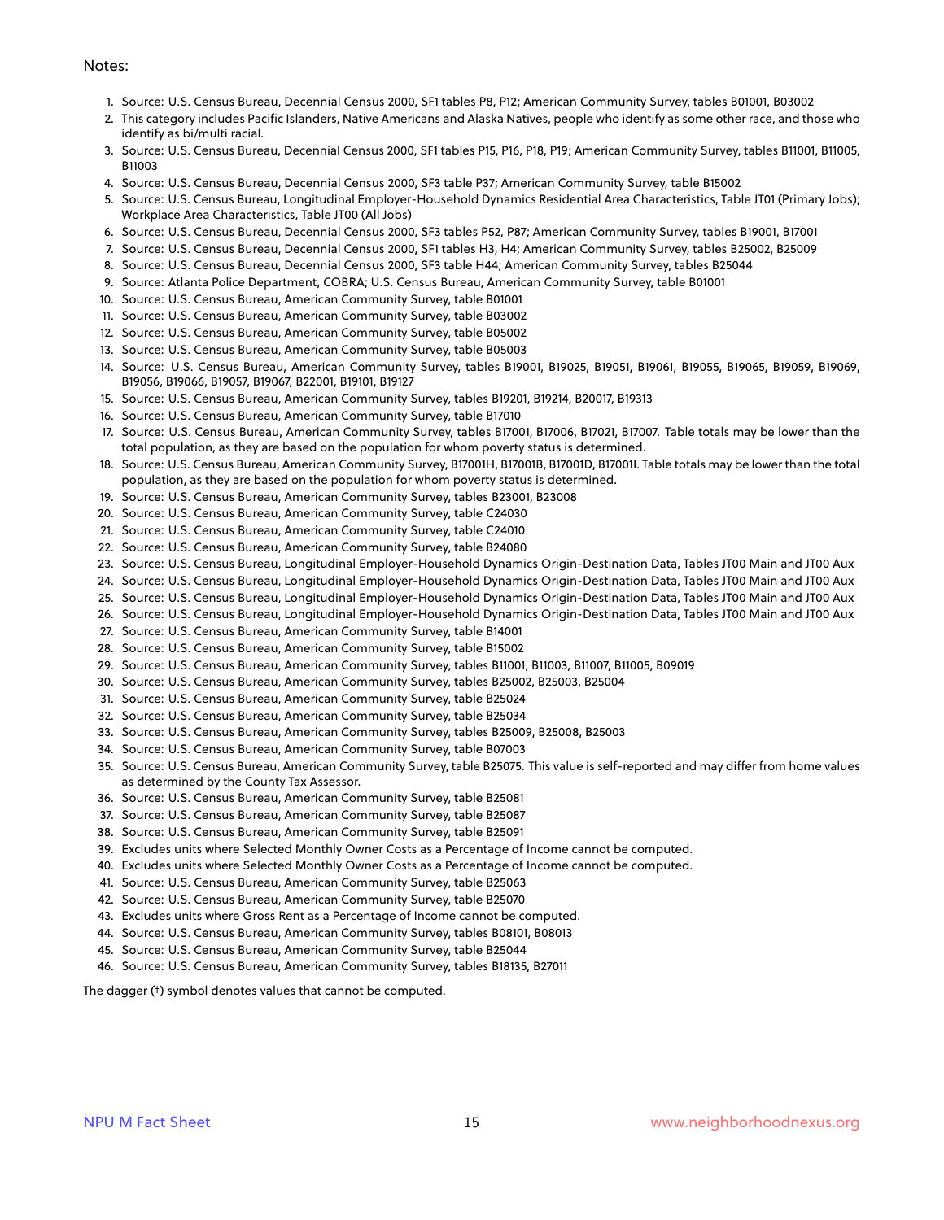Notes:

1. Source: U.S. Census Bureau, Decennial Census 2000, SF1 tables P8, P12; American Community Survey, tables B01001, B03002
2. This category includes Pacific Islanders, Native Americans and Alaska Natives, people who identify as some other race, and those who identify as bi/multi racial.
3. Source: U.S. Census Bureau, Decennial Census 2000, SF1 tables P15, P16, P18, P19; American Community Survey, tables B11001, B11005, B11003
4. Source: U.S. Census Bureau, Decennial Census 2000, SF3 table P37; American Community Survey, table B15002
5. Source: U.S. Census Bureau, Longitudinal Employer-Household Dynamics Residential Area Characteristics, Table JT01 (Primary Jobs); Workplace Area Characteristics, Table JT00 (All Jobs)
6. Source: U.S. Census Bureau, Decennial Census 2000, SF3 tables P52, P87; American Community Survey, tables B19001, B17001
7. Source: U.S. Census Bureau, Decennial Census 2000, SF1 tables H3, H4; American Community Survey, tables B25002, B25009
8. Source: U.S. Census Bureau, Decennial Census 2000, SF3 table H44; American Community Survey, tables B25044
9. Source: Atlanta Police Department, COBRA; U.S. Census Bureau, American Community Survey, table B01001
10. Source: U.S. Census Bureau, American Community Survey, table B01001
11. Source: U.S. Census Bureau, American Community Survey, table B03002
12. Source: U.S. Census Bureau, American Community Survey, table B05002
13. Source: U.S. Census Bureau, American Community Survey, table B05003
14. Source: U.S. Census Bureau, American Community Survey, tables B19001, B19025, B19051, B19061, B19055, B19065, B19059, B19069, B19056, B19066, B19057, B19067, B22001, B19101, B19127
15. Source: U.S. Census Bureau, American Community Survey, tables B19201, B19214, B20017, B19313
16. Source: U.S. Census Bureau, American Community Survey, table B17010
17. Source: U.S. Census Bureau, American Community Survey, tables B17001, B17006, B17021, B17007. Table totals may be lower than the total population, as they are based on the population for whom poverty status is determined.
18. Source: U.S. Census Bureau, American Community Survey, B17001H, B17001B, B17001D, B17001I. Table totals may be lower than the total population, as they are based on the population for whom poverty status is determined.
19. Source: U.S. Census Bureau, American Community Survey, tables B23001, B23008
20. Source: U.S. Census Bureau, American Community Survey, table C24030
21. Source: U.S. Census Bureau, American Community Survey, table C24010
22. Source: U.S. Census Bureau, American Community Survey, table B24080
23. Source: U.S. Census Bureau, Longitudinal Employer-Household Dynamics Origin-Destination Data, Tables JT00 Main and JT00 Aux
24. Source: U.S. Census Bureau, Longitudinal Employer-Household Dynamics Origin-Destination Data, Tables JT00 Main and JT00 Aux
25. Source: U.S. Census Bureau, Longitudinal Employer-Household Dynamics Origin-Destination Data, Tables JT00 Main and JT00 Aux
26. Source: U.S. Census Bureau, Longitudinal Employer-Household Dynamics Origin-Destination Data, Tables JT00 Main and JT00 Aux
27. Source: U.S. Census Bureau, American Community Survey, table B14001
28. Source: U.S. Census Bureau, American Community Survey, table B15002
29. Source: U.S. Census Bureau, American Community Survey, tables B11001, B11003, B11007, B11005, B09019
30. Source: U.S. Census Bureau, American Community Survey, tables B25002, B25003, B25004
31. Source: U.S. Census Bureau, American Community Survey, table B25024
32. Source: U.S. Census Bureau, American Community Survey, table B25034
33. Source: U.S. Census Bureau, American Community Survey, tables B25009, B25008, B25003
34. Source: U.S. Census Bureau, American Community Survey, table B07003
35. Source: U.S. Census Bureau, American Community Survey, table B25075. This value is self-reported and may differ from home values as determined by the County Tax Assessor.
36. Source: U.S. Census Bureau, American Community Survey, table B25081
37. Source: U.S. Census Bureau, American Community Survey, table B25087
38. Source: U.S. Census Bureau, American Community Survey, table B25091
39. Excludes units where Selected Monthly Owner Costs as a Percentage of Income cannot be computed.
40. Excludes units where Selected Monthly Owner Costs as a Percentage of Income cannot be computed.
41. Source: U.S. Census Bureau, American Community Survey, table B25063
42. Source: U.S. Census Bureau, American Community Survey, table B25070
43. Excludes units where Gross Rent as a Percentage of Income cannot be computed.
44. Source: U.S. Census Bureau, American Community Survey, tables B08101, B08013
45. Source: U.S. Census Bureau, American Community Survey, table B25044
46. Source: U.S. Census Bureau, American Community Survey, tables B18135, B27011

The dagger (†) symbol denotes values that cannot be computed.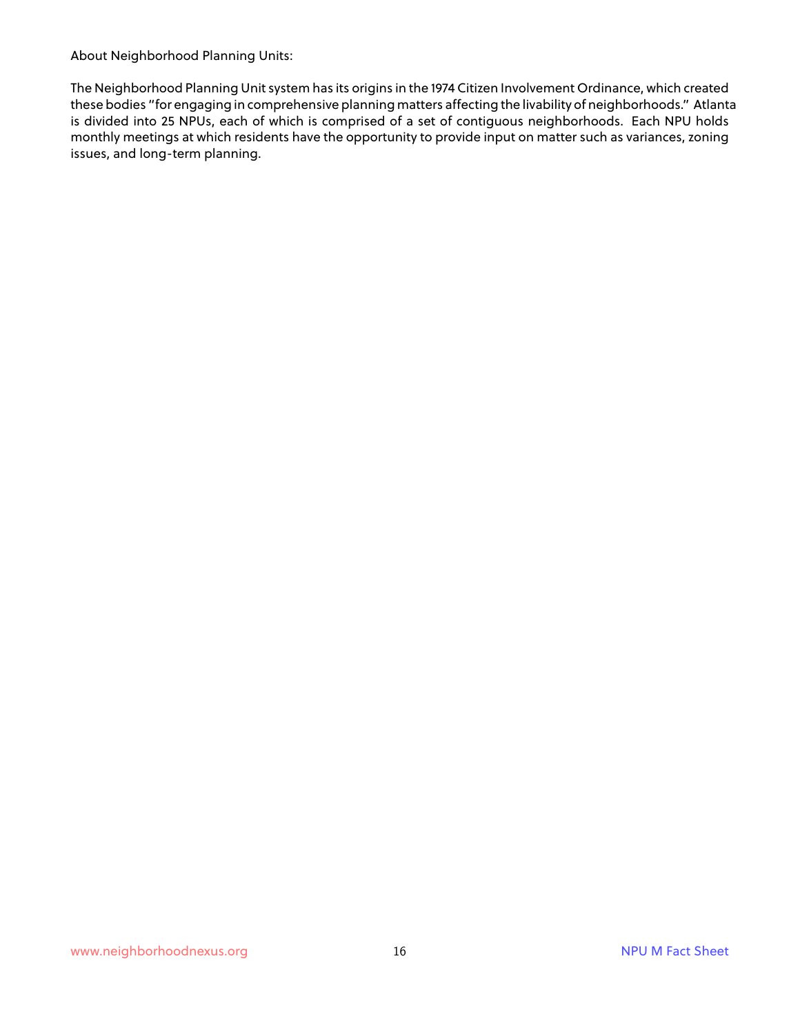About Neighborhood Planning Units:

The Neighborhood Planning Unit system has its origins in the 1974 Citizen Involvement Ordinance, which created these bodies "for engaging in comprehensive planning matters affecting the livability of neighborhoods." Atlanta is divided into 25 NPUs, each of which is comprised of a set of contiguous neighborhoods. Each NPU holds monthly meetings at which residents have the opportunity to provide input on matter such as variances, zoning issues, and long-term planning.